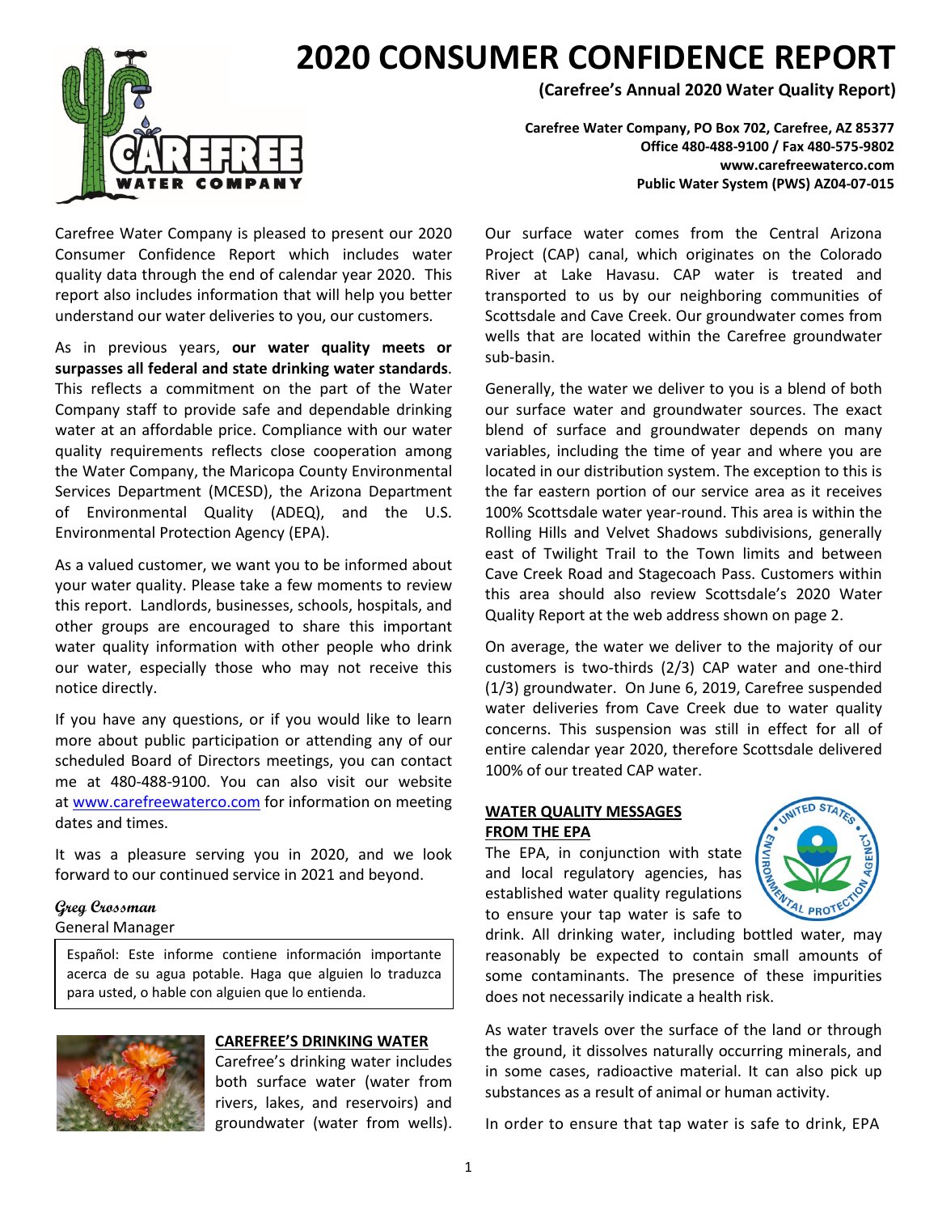# 2020 CONSUMER CONFIDENCE REPORT

**(Carefree's Annual 2020 Water Quality Report)**

**Carefree Water Company, PO Box 702, Carefree, AZ 85377**
**Office 480-488-9100 / Fax 480-575-9802**
**www.carefreewaterco.com**
**Public Water System (PWS) AZ04-07-015**

Carefree Water Company is pleased to present our 2020 Consumer Confidence Report which includes water quality data through the end of calendar year 2020. This report also includes information that will help you better understand our water deliveries to you, our customers.

As in previous years, **our water quality meets or surpasses all federal and state drinking water standards**. This reflects a commitment on the part of the Water Company staff to provide safe and dependable drinking water at an affordable price. Compliance with our water quality requirements reflects close cooperation among the Water Company, the Maricopa County Environmental Services Department (MCESD), the Arizona Department of Environmental Quality (ADEQ), and the U.S. Environmental Protection Agency (EPA).

As a valued customer, we want you to be informed about your water quality. Please take a few moments to review this report. Landlords, businesses, schools, hospitals, and other groups are encouraged to share this important water quality information with other people who drink our water, especially those who may not receive this notice directly.

If you have any questions, or if you would like to learn more about public participation or attending any of our scheduled Board of Directors meetings, you can contact me at 480-488-9100. You can also visit our website at www.carefreewaterco.com for information on meeting dates and times.

It was a pleasure serving you in 2020, and we look forward to our continued service in 2021 and beyond.

*Greg Crossman*
General Manager

> Español: Este informe contiene información importante acerca de su agua potable. Haga que alguien lo traduzca para usted, o hable con alguien que lo entienda.

## CAREFREE'S DRINKING WATER

Carefree's drinking water includes both surface water (water from rivers, lakes, and reservoirs) and groundwater (water from wells). Our surface water comes from the Central Arizona Project (CAP) canal, which originates on the Colorado River at Lake Havasu. CAP water is treated and transported to us by our neighboring communities of Scottsdale and Cave Creek. Our groundwater comes from wells that are located within the Carefree groundwater sub-basin.

Generally, the water we deliver to you is a blend of both our surface water and groundwater sources. The exact blend of surface and groundwater depends on many variables, including the time of year and where you are located in our distribution system. The exception to this is the far eastern portion of our service area as it receives 100% Scottsdale water year-round. This area is within the Rolling Hills and Velvet Shadows subdivisions, generally east of Twilight Trail to the Town limits and between Cave Creek Road and Stagecoach Pass. Customers within this area should also review Scottsdale's 2020 Water Quality Report at the web address shown on page 2.

On average, the water we deliver to the majority of our customers is two-thirds (2/3) CAP water and one-third (1/3) groundwater. On June 6, 2019, Carefree suspended water deliveries from Cave Creek due to water quality concerns. This suspension was still in effect for all of entire calendar year 2020, therefore Scottsdale delivered 100% of our treated CAP water.

## WATER QUALITY MESSAGES FROM THE EPA

The EPA, in conjunction with state and local regulatory agencies, has established water quality regulations to ensure your tap water is safe to drink. All drinking water, including bottled water, may reasonably be expected to contain small amounts of some contaminants. The presence of these impurities does not necessarily indicate a health risk.

As water travels over the surface of the land or through the ground, it dissolves naturally occurring minerals, and in some cases, radioactive material. It can also pick up substances as a result of animal or human activity.

In order to ensure that tap water is safe to drink, EPA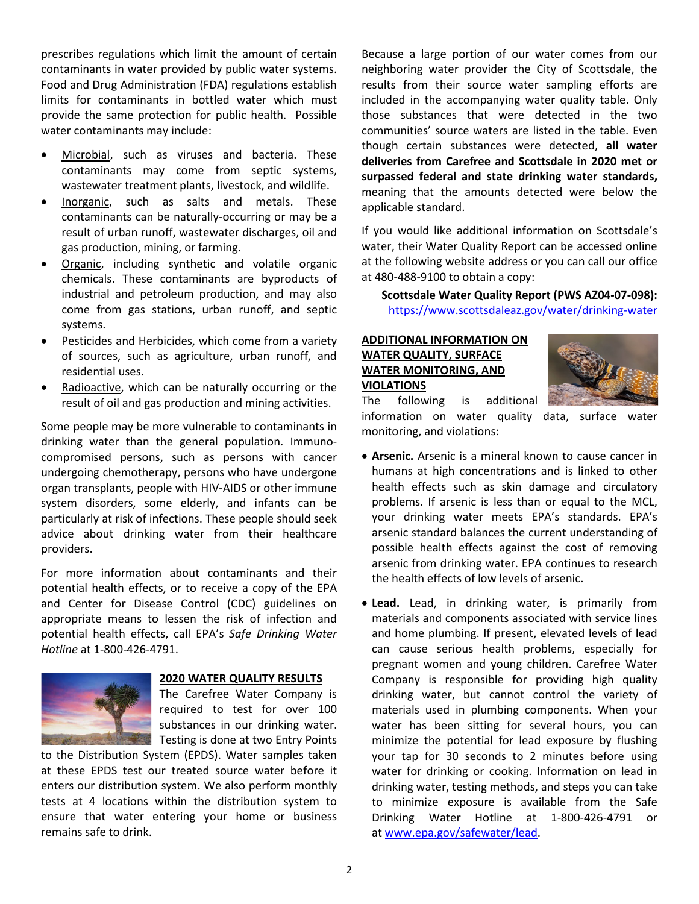prescribes regulations which limit the amount of certain contaminants in water provided by public water systems. Food and Drug Administration (FDA) regulations establish limits for contaminants in bottled water which must provide the same protection for public health. Possible water contaminants may include:

- Microbial, such as viruses and bacteria. These contaminants may come from septic systems, wastewater treatment plants, livestock, and wildlife.
- Inorganic, such as salts and metals. These contaminants can be naturally-occurring or may be a result of urban runoff, wastewater discharges, oil and gas production, mining, or farming.
- Organic, including synthetic and volatile organic chemicals. These contaminants are byproducts of industrial and petroleum production, and may also come from gas stations, urban runoff, and septic systems.
- Pesticides and Herbicides, which come from a variety of sources, such as agriculture, urban runoff, and residential uses.
- Radioactive, which can be naturally occurring or the result of oil and gas production and mining activities.

Some people may be more vulnerable to contaminants in drinking water than the general population. Immuno-compromised persons, such as persons with cancer undergoing chemotherapy, persons who have undergone organ transplants, people with HIV-AIDS or other immune system disorders, some elderly, and infants can be particularly at risk of infections. These people should seek advice about drinking water from their healthcare providers.

For more information about contaminants and their potential health effects, or to receive a copy of the EPA and Center for Disease Control (CDC) guidelines on appropriate means to lessen the risk of infection and potential health effects, call EPA's *Safe Drinking Water Hotline* at 1-800-426-4791.

## 2020 WATER QUALITY RESULTS

The Carefree Water Company is required to test for over 100 substances in our drinking water. Testing is done at two Entry Points to the Distribution System (EPDS). Water samples taken at these EPDS test our treated source water before it enters our distribution system. We also perform monthly tests at 4 locations within the distribution system to ensure that water entering your home or business remains safe to drink.

Because a large portion of our water comes from our neighboring water provider the City of Scottsdale, the results from their source water sampling efforts are included in the accompanying water quality table. Only those substances that were detected in the two communities' source waters are listed in the table. Even though certain substances were detected, **all water deliveries from Carefree and Scottsdale in 2020 met or surpassed federal and state drinking water standards,** meaning that the amounts detected were below the applicable standard.

If you would like additional information on Scottsdale's water, their Water Quality Report can be accessed online at the following website address or you can call our office at 480-488-9100 to obtain a copy:

**Scottsdale Water Quality Report (PWS AZ04-07-098):** https://www.scottsdaleaz.gov/water/drinking-water

## ADDITIONAL INFORMATION ON WATER QUALITY, SURFACE WATER MONITORING, AND VIOLATIONS

The following is additional information on water quality data, surface water monitoring, and violations:

- **Arsenic.** Arsenic is a mineral known to cause cancer in humans at high concentrations and is linked to other health effects such as skin damage and circulatory problems. If arsenic is less than or equal to the MCL, your drinking water meets EPA's standards. EPA's arsenic standard balances the current understanding of possible health effects against the cost of removing arsenic from drinking water. EPA continues to research the health effects of low levels of arsenic.

- **Lead.** Lead, in drinking water, is primarily from materials and components associated with service lines and home plumbing. If present, elevated levels of lead can cause serious health problems, especially for pregnant women and young children. Carefree Water Company is responsible for providing high quality drinking water, but cannot control the variety of materials used in plumbing components. When your water has been sitting for several hours, you can minimize the potential for lead exposure by flushing your tap for 30 seconds to 2 minutes before using water for drinking or cooking. Information on lead in drinking water, testing methods, and steps you can take to minimize exposure is available from the Safe Drinking Water Hotline at 1-800-426-4791 or at www.epa.gov/safewater/lead.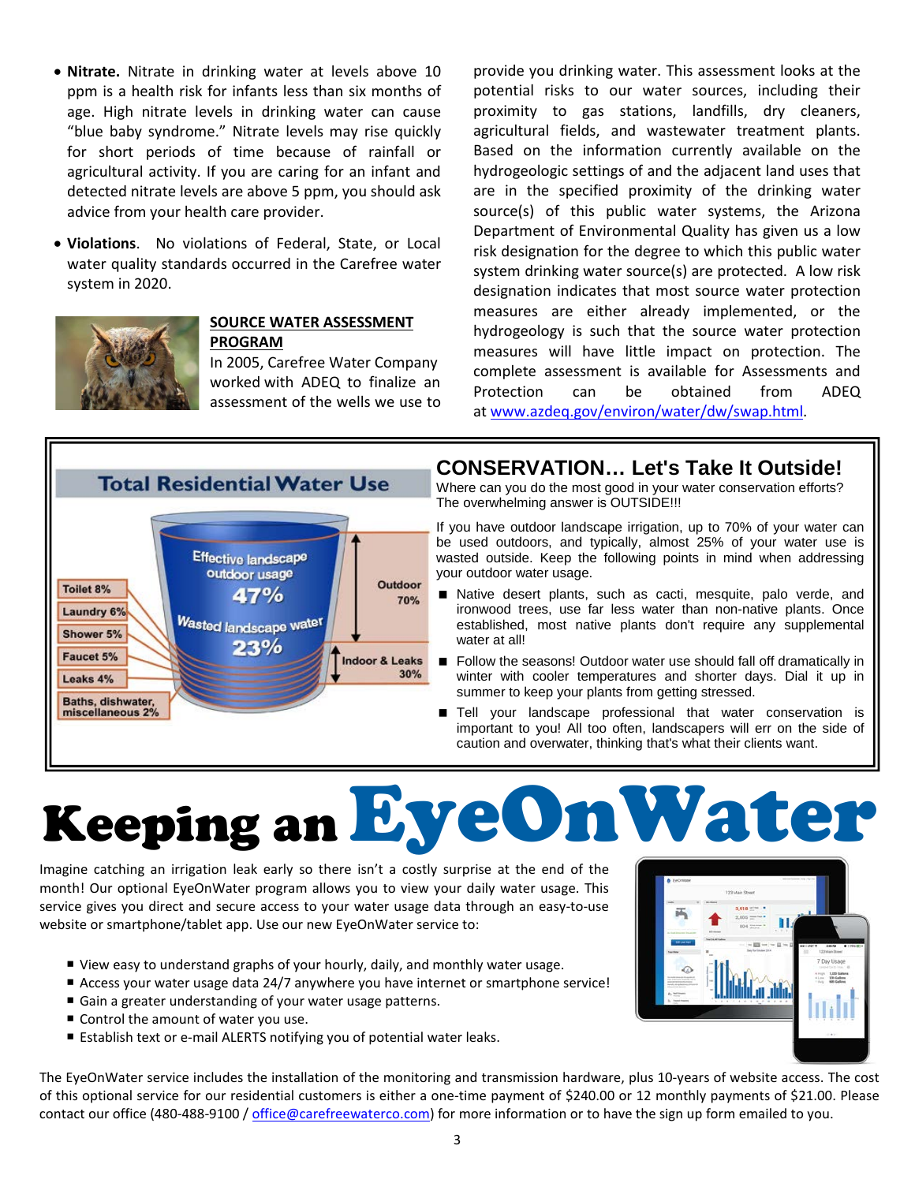- **Nitrate.** Nitrate in drinking water at levels above 10 ppm is a health risk for infants less than six months of age. High nitrate levels in drinking water can cause "blue baby syndrome." Nitrate levels may rise quickly for short periods of time because of rainfall or agricultural activity. If you are caring for an infant and detected nitrate levels are above 5 ppm, you should ask advice from your health care provider.
- **Violations**. No violations of Federal, State, or Local water quality standards occurred in the Carefree water system in 2020.

## SOURCE WATER ASSESSMENT PROGRAM

In 2005, Carefree Water Company worked with ADEQ to finalize an assessment of the wells we use to provide you drinking water. This assessment looks at the potential risks to our water sources, including their proximity to gas stations, landfills, dry cleaners, agricultural fields, and wastewater treatment plants. Based on the information currently available on the hydrogeologic settings of and the adjacent land uses that are in the specified proximity of the drinking water source(s) of this public water systems, the Arizona Department of Environmental Quality has given us a low risk designation for the degree to which this public water system drinking water source(s) are protected. A low risk designation indicates that most source water protection measures are either already implemented, or the hydrogeology is such that the source water protection measures will have little impact on protection. The complete assessment is available for Assessments and Protection can be obtained from ADEQ at www.azdeq.gov/environ/water/dw/swap.html.

## Total Residential Water Use

- Outdoor 70%
  - Effective landscape outdoor usage 47%
  - Wasted landscape water 23%
- Indoor & Leaks 30%
  - Toilet 8%
  - Laundry 6%
  - Shower 5%
  - Faucet 5%
  - Leaks 4%
  - Baths, dishwater, miscellaneous 2%

## CONSERVATION… Let's Take It Outside!

Where can you do the most good in your water conservation efforts? The overwhelming answer is OUTSIDE!!!

If you have outdoor landscape irrigation, up to 70% of your water can be used outdoors, and typically, almost 25% of your water use is wasted outside. Keep the following points in mind when addressing your outdoor water usage.

- Native desert plants, such as cacti, mesquite, palo verde, and ironwood trees, use far less water than non-native plants. Once established, most native plants don't require any supplemental water at all!
- Follow the seasons! Outdoor water use should fall off dramatically in winter with cooler temperatures and shorter days. Dial it up in summer to keep your plants from getting stressed.
- Tell your landscape professional that water conservation is important to you! All too often, landscapers will err on the side of caution and overwater, thinking that's what their clients want.

# Keeping an EyeOnWater

Imagine catching an irrigation leak early so there isn't a costly surprise at the end of the month! Our optional EyeOnWater program allows you to view your daily water usage. This service gives you direct and secure access to your water usage data through an easy-to-use website or smartphone/tablet app. Use our new EyeOnWater service to:

- View easy to understand graphs of your hourly, daily, and monthly water usage.
- Access your water usage data 24/7 anywhere you have internet or smartphone service!
- Gain a greater understanding of your water usage patterns.
- Control the amount of water you use.
- Establish text or e-mail ALERTS notifying you of potential water leaks.

The EyeOnWater service includes the installation of the monitoring and transmission hardware, plus 10-years of website access. The cost of this optional service for our residential customers is either a one-time payment of $240.00 or 12 monthly payments of $21.00. Please contact our office (480-488-9100 / office@carefreewaterco.com) for more information or to have the sign up form emailed to you.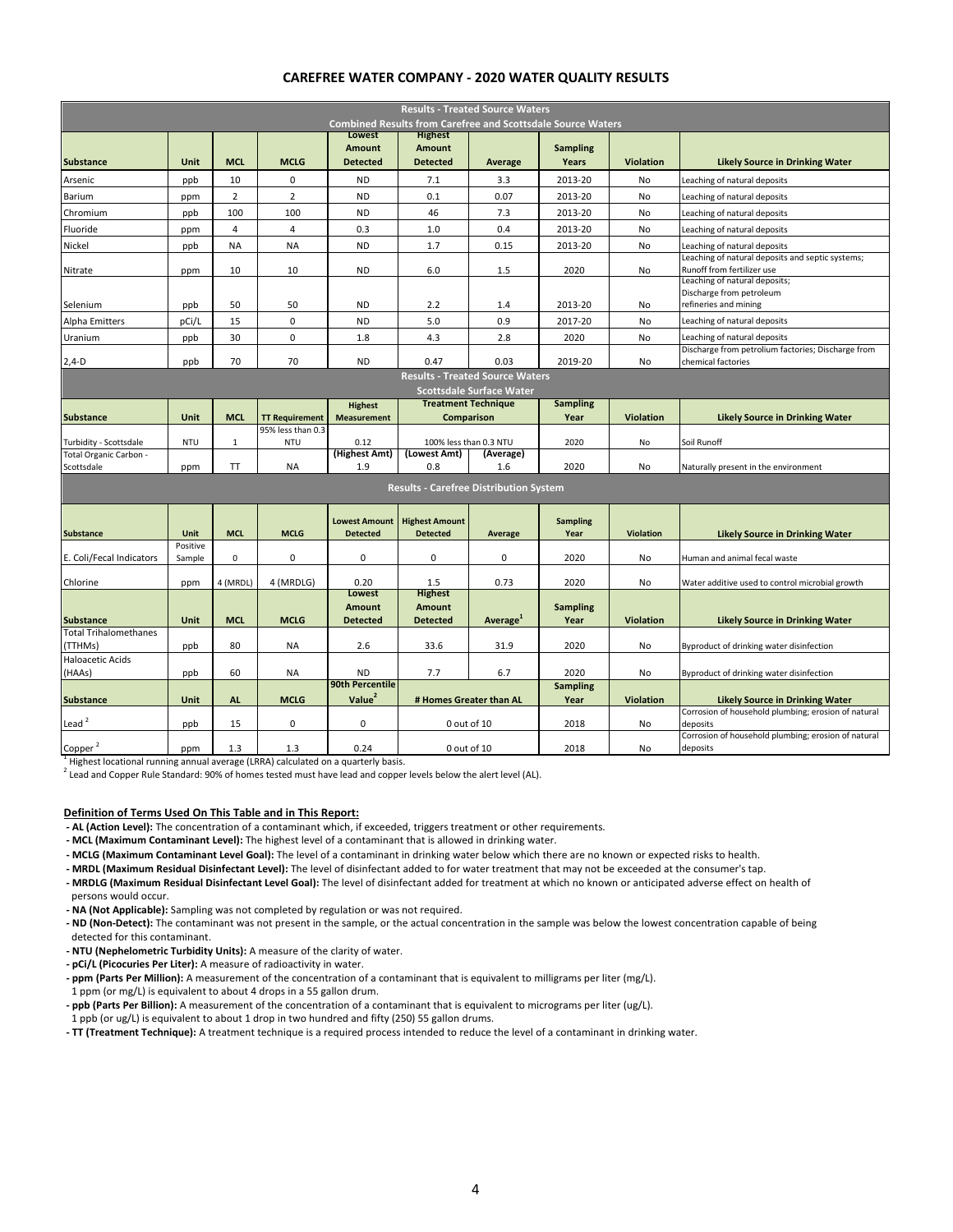# CAREFREE WATER COMPANY - 2020 WATER QUALITY RESULTS

| Results - Treated Source Waters | | | | | | | | | |
|---|---|---|---|---|---|---|---|---|---|
| Combined Results from Carefree and Scottsdale Source Waters | | | | | | | | | |
| Substance | Unit | MCL | MCLG | Lowest Amount Detected | Highest Amount Detected | Average | Sampling Years | Violation | Likely Source in Drinking Water |
| Arsenic | ppb | 10 | 0 | ND | 7.1 | 3.3 | 2013-20 | No | Leaching of natural deposits |
| Barium | ppm | 2 | 2 | ND | 0.1 | 0.07 | 2013-20 | No | Leaching of natural deposits |
| Chromium | ppb | 100 | 100 | ND | 46 | 7.3 | 2013-20 | No | Leaching of natural deposits |
| Fluoride | ppm | 4 | 4 | 0.3 | 1.0 | 0.4 | 2013-20 | No | Leaching of natural deposits |
| Nickel | ppb | NA | NA | ND | 1.7 | 0.15 | 2013-20 | No | Leaching of natural deposits |
| Nitrate | ppm | 10 | 10 | ND | 6.0 | 1.5 | 2020 | No | Leaching of natural deposits and septic systems; Runoff from fertilizer use |
| Selenium | ppb | 50 | 50 | ND | 2.2 | 1.4 | 2013-20 | No | Leaching of natural deposits; Discharge from petroleum refineries and mining |
| Alpha Emitters | pCi/L | 15 | 0 | ND | 5.0 | 0.9 | 2017-20 | No | Leaching of natural deposits |
| Uranium | ppb | 30 | 0 | 1.8 | 4.3 | 2.8 | 2020 | No | Leaching of natural deposits |
| 2,4-D | ppb | 70 | 70 | ND | 0.47 | 0.03 | 2019-20 | No | Discharge from petroleum factories; Discharge from chemical factories |

| Results - Treated Source Waters | | | | | | | | | |
|---|---|---|---|---|---|---|---|---|---|
| Scottsdale Surface Water | | | | | | | | | |
| Substance | Unit | MCL | TT Requirement | Highest Measurement | Treatment Technique Comparison | | Sampling Year | Violation | Likely Source in Drinking Water |
| Turbidity - Scottsdale | NTU | 1 | 95% less than 0.3 NTU | 0.12 | 100% less than 0.3 NTU | | 2020 | No | Soil Runoff |
| | | | | (Highest Amt) | (Lowest Amt) | (Average) | | | |
| Total Organic Carbon - Scottsdale | ppm | TT | NA | 1.9 | 0.8 | 1.6 | 2020 | No | Naturally present in the environment |

| Results - Carefree Distribution System | | | | | | | | | |
|---|---|---|---|---|---|---|---|---|---|
| Substance | Unit | MCL | MCLG | Lowest Amount Detected | Highest Amount Detected | Average | Sampling Year | Violation | Likely Source in Drinking Water |
| E. Coli/Fecal Indicators | Positive Sample | 0 | 0 | 0 | 0 | 0 | 2020 | No | Human and animal fecal waste |
| Chlorine | ppm | 4 (MRDL) | 4 (MRDLG) | 0.20 | 1.5 | 0.73 | 2020 | No | Water additive used to control microbial growth |
| Substance | Unit | MCL | MCLG | Lowest Amount Detected | Highest Amount Detected | Average[1] | Sampling Year | Violation | Likely Source in Drinking Water |
| Total Trihalomethanes (TTHMs) | ppb | 80 | NA | 2.6 | 33.6 | 31.9 | 2020 | No | Byproduct of drinking water disinfection |
| Haloacetic Acids (HAAs) | ppb | 60 | NA | ND | 7.7 | 6.7 | 2020 | No | Byproduct of drinking water disinfection |
| Substance | Unit | AL | MCLG | 90th Percentile Value[2] | # Homes Greater than AL | | Sampling Year | Violation | Likely Source in Drinking Water |
| Lead [2] | ppb | 15 | 0 | 0 | 0 out of 10 | | 2018 | No | Corrosion of household plumbing; erosion of natural deposits |
| Copper [2] | ppm | 1.3 | 1.3 | 0.24 | 0 out of 10 | | 2018 | No | Corrosion of household plumbing; erosion of natural deposits |

[1] Highest locational running annual average (LRRA) calculated on a quarterly basis.

[2] Lead and Copper Rule Standard: 90% of homes tested must have lead and copper levels below the alert level (AL).

## Definition of Terms Used On This Table and in This Report:

- **AL (Action Level):** The concentration of a contaminant which, if exceeded, triggers treatment or other requirements.
- **MCL (Maximum Contaminant Level):** The highest level of a contaminant that is allowed in drinking water.
- **MCLG (Maximum Contaminant Level Goal):** The level of a contaminant in drinking water below which there are no known or expected risks to health.
- **MRDL (Maximum Residual Disinfectant Level):** The level of disinfectant added to for water treatment that may not be exceeded at the consumer's tap.
- **MRDLG (Maximum Residual Disinfectant Level Goal):** The level of disinfectant added for treatment at which no known or anticipated adverse effect on health of persons would occur.
- **NA (Not Applicable):** Sampling was not completed by regulation or was not required.
- **ND (Non-Detect):** The contaminant was not present in the sample, or the actual concentration in the sample was below the lowest concentration capable of being detected for this contaminant.
- **NTU (Nephelometric Turbidity Units):** A measure of the clarity of water.
- **pCi/L (Picocuries Per Liter):** A measure of radioactivity in water.
- **ppm (Parts Per Million):** A measurement of the concentration of a contaminant that is equivalent to milligrams per liter (mg/L). 1 ppm (or mg/L) is equivalent to about 4 drops in a 55 gallon drum.
- **ppb (Parts Per Billion):** A measurement of the concentration of a contaminant that is equivalent to micrograms per liter (ug/L). 1 ppb (or ug/L) is equivalent to about 1 drop in two hundred and fifty (250) 55 gallon drums.
- **TT (Treatment Technique):** A treatment technique is a required process intended to reduce the level of a contaminant in drinking water.